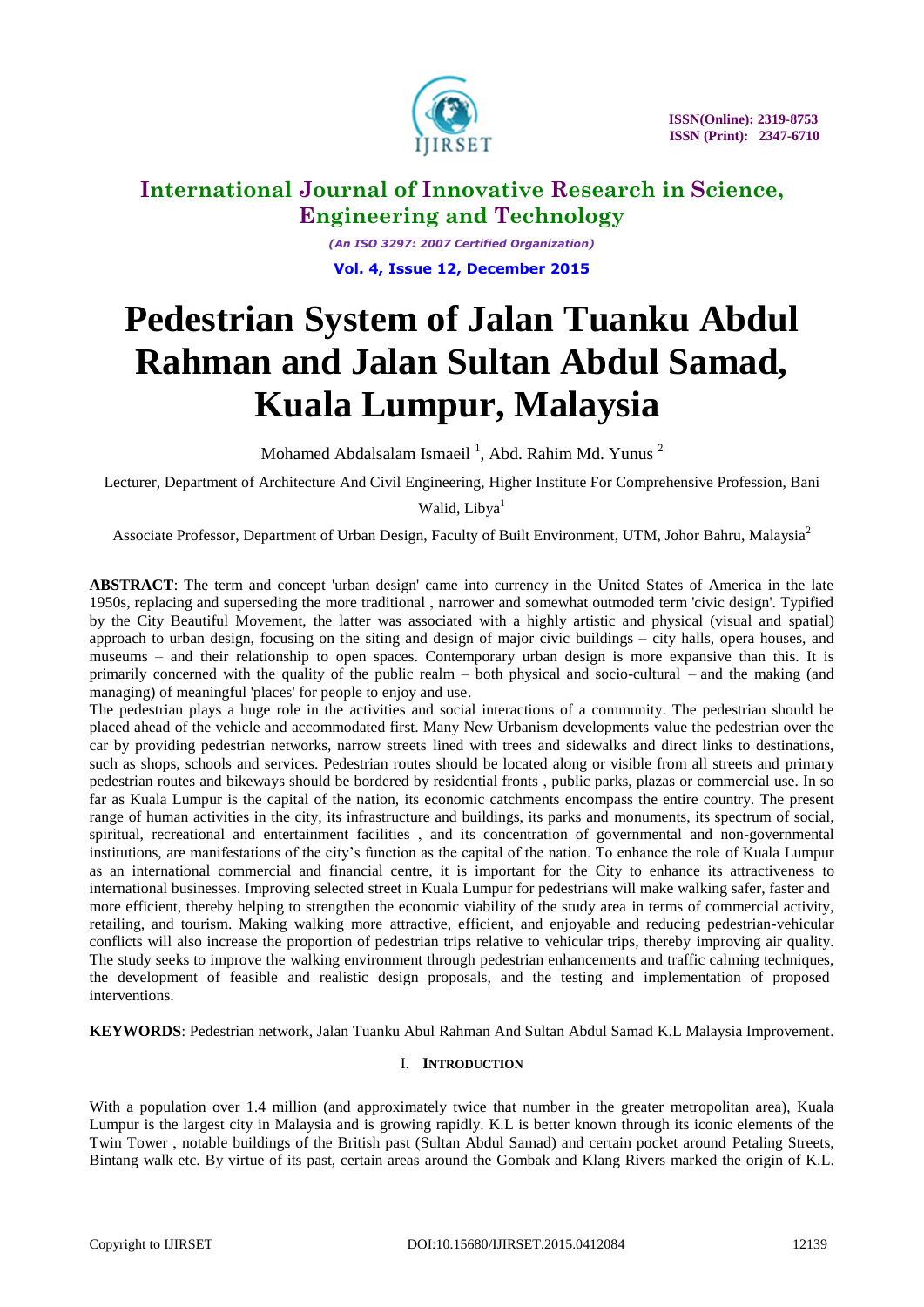# International Journal of Innovative Research in Science, Engineering and Technology

*(An ISO 3297: 2007 Certified Organization)*

**Vol. 4, Issue 12, December 2015**

# Pedestrian System of Jalan Tuanku Abdul Rahman and Jalan Sultan Abdul Samad, Kuala Lumpur, Malaysia

Mohamed Abdalsalam Ismaeil [1], Abd. Rahim Md. Yunus [2]

Lecturer, Department of Architecture And Civil Engineering, Higher Institute For Comprehensive Profession, Bani Walid, Libya[1]

Associate Professor, Department of Urban Design, Faculty of Built Environment, UTM, Johor Bahru, Malaysia[2]

**ABSTRACT**: The term and concept 'urban design' came into currency in the United States of America in the late 1950s, replacing and superseding the more traditional , narrower and somewhat outmoded term 'civic design'. Typified by the City Beautiful Movement, the latter was associated with a highly artistic and physical (visual and spatial) approach to urban design, focusing on the siting and design of major civic buildings – city halls, opera houses, and museums – and their relationship to open spaces. Contemporary urban design is more expansive than this. It is primarily concerned with the quality of the public realm – both physical and socio-cultural – and the making (and managing) of meaningful 'places' for people to enjoy and use.
The pedestrian plays a huge role in the activities and social interactions of a community. The pedestrian should be placed ahead of the vehicle and accommodated first. Many New Urbanism developments value the pedestrian over the car by providing pedestrian networks, narrow streets lined with trees and sidewalks and direct links to destinations, such as shops, schools and services. Pedestrian routes should be located along or visible from all streets and primary pedestrian routes and bikeways should be bordered by residential fronts , public parks, plazas or commercial use. In so far as Kuala Lumpur is the capital of the nation, its economic catchments encompass the entire country. The present range of human activities in the city, its infrastructure and buildings, its parks and monuments, its spectrum of social, spiritual, recreational and entertainment facilities , and its concentration of governmental and non-governmental institutions, are manifestations of the city's function as the capital of the nation. To enhance the role of Kuala Lumpur as an international commercial and financial centre, it is important for the City to enhance its attractiveness to international businesses. Improving selected street in Kuala Lumpur for pedestrians will make walking safer, faster and more efficient, thereby helping to strengthen the economic viability of the study area in terms of commercial activity, retailing, and tourism. Making walking more attractive, efficient, and enjoyable and reducing pedestrian-vehicular conflicts will also increase the proportion of pedestrian trips relative to vehicular trips, thereby improving air quality. The study seeks to improve the walking environment through pedestrian enhancements and traffic calming techniques, the development of feasible and realistic design proposals, and the testing and implementation of proposed interventions.

**KEYWORDS**: Pedestrian network, Jalan Tuanku Abul Rahman And Sultan Abdul Samad K.L Malaysia Improvement.

## I. INTRODUCTION

With a population over 1.4 million (and approximately twice that number in the greater metropolitan area), Kuala Lumpur is the largest city in Malaysia and is growing rapidly. K.L is better known through its iconic elements of the Twin Tower , notable buildings of the British past (Sultan Abdul Samad) and certain pocket around Petaling Streets, Bintang walk etc. By virtue of its past, certain areas around the Gombak and Klang Rivers marked the origin of K.L.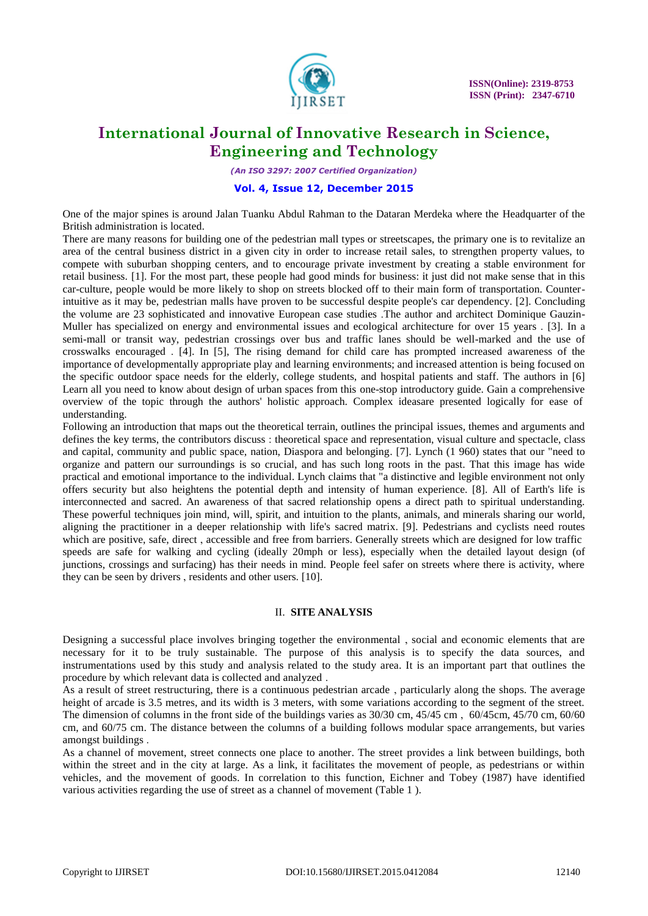One of the major spines is around Jalan Tuanku Abdul Rahman to the Dataran Merdeka where the Headquarter of the British administration is located.

There are many reasons for building one of the pedestrian mall types or streetscapes, the primary one is to revitalize an area of the central business district in a given city in order to increase retail sales, to strengthen property values, to compete with suburban shopping centers, and to encourage private investment by creating a stable environment for retail business. [1]. For the most part, these people had good minds for business: it just did not make sense that in this car-culture, people would be more likely to shop on streets blocked off to their main form of transportation. Counter-intuitive as it may be, pedestrian malls have proven to be successful despite people's car dependency. [2]. Concluding the volume are 23 sophisticated and innovative European case studies .The author and architect Dominique Gauzin-Muller has specialized on energy and environmental issues and ecological architecture for over 15 years . [3]. In a semi-mall or transit way, pedestrian crossings over bus and traffic lanes should be well-marked and the use of crosswalks encouraged . [4]. In [5], The rising demand for child care has prompted increased awareness of the importance of developmentally appropriate play and learning environments; and increased attention is being focused on the specific outdoor space needs for the elderly, college students, and hospital patients and staff. The authors in [6] Learn all you need to know about design of urban spaces from this one-stop introductory guide. Gain a comprehensive overview of the topic through the authors' holistic approach. Complex ideasare presented logically for ease of understanding.

Following an introduction that maps out the theoretical terrain, outlines the principal issues, themes and arguments and defines the key terms, the contributors discuss : theoretical space and representation, visual culture and spectacle, class and capital, community and public space, nation, Diaspora and belonging. [7]. Lynch (1 960) states that our "need to organize and pattern our surroundings is so crucial, and has such long roots in the past. That this image has wide practical and emotional importance to the individual. Lynch claims that "a distinctive and legible environment not only offers security but also heightens the potential depth and intensity of human experience. [8]. All of Earth's life is interconnected and sacred. An awareness of that sacred relationship opens a direct path to spiritual understanding. These powerful techniques join mind, will, spirit, and intuition to the plants, animals, and minerals sharing our world, aligning the practitioner in a deeper relationship with life's sacred matrix. [9]. Pedestrians and cyclists need routes which are positive, safe, direct , accessible and free from barriers. Generally streets which are designed for low traffic speeds are safe for walking and cycling (ideally 20mph or less), especially when the detailed layout design (of junctions, crossings and surfacing) has their needs in mind. People feel safer on streets where there is activity, where they can be seen by drivers , residents and other users. [10].

## II. SITE ANALYSIS

Designing a successful place involves bringing together the environmental , social and economic elements that are necessary for it to be truly sustainable. The purpose of this analysis is to specify the data sources, and instrumentations used by this study and analysis related to the study area. It is an important part that outlines the procedure by which relevant data is collected and analyzed .

As a result of street restructuring, there is a continuous pedestrian arcade , particularly along the shops. The average height of arcade is 3.5 metres, and its width is 3 meters, with some variations according to the segment of the street. The dimension of columns in the front side of the buildings varies as 30/30 cm, 45/45 cm , 60/45cm, 45/70 cm, 60/60 cm, and 60/75 cm. The distance between the columns of a building follows modular space arrangements, but varies amongst buildings .

As a channel of movement, street connects one place to another. The street provides a link between buildings, both within the street and in the city at large. As a link, it facilitates the movement of people, as pedestrians or within vehicles, and the movement of goods. In correlation to this function, Eichner and Tobey (1987) have identified various activities regarding the use of street as a channel of movement (Table 1 ).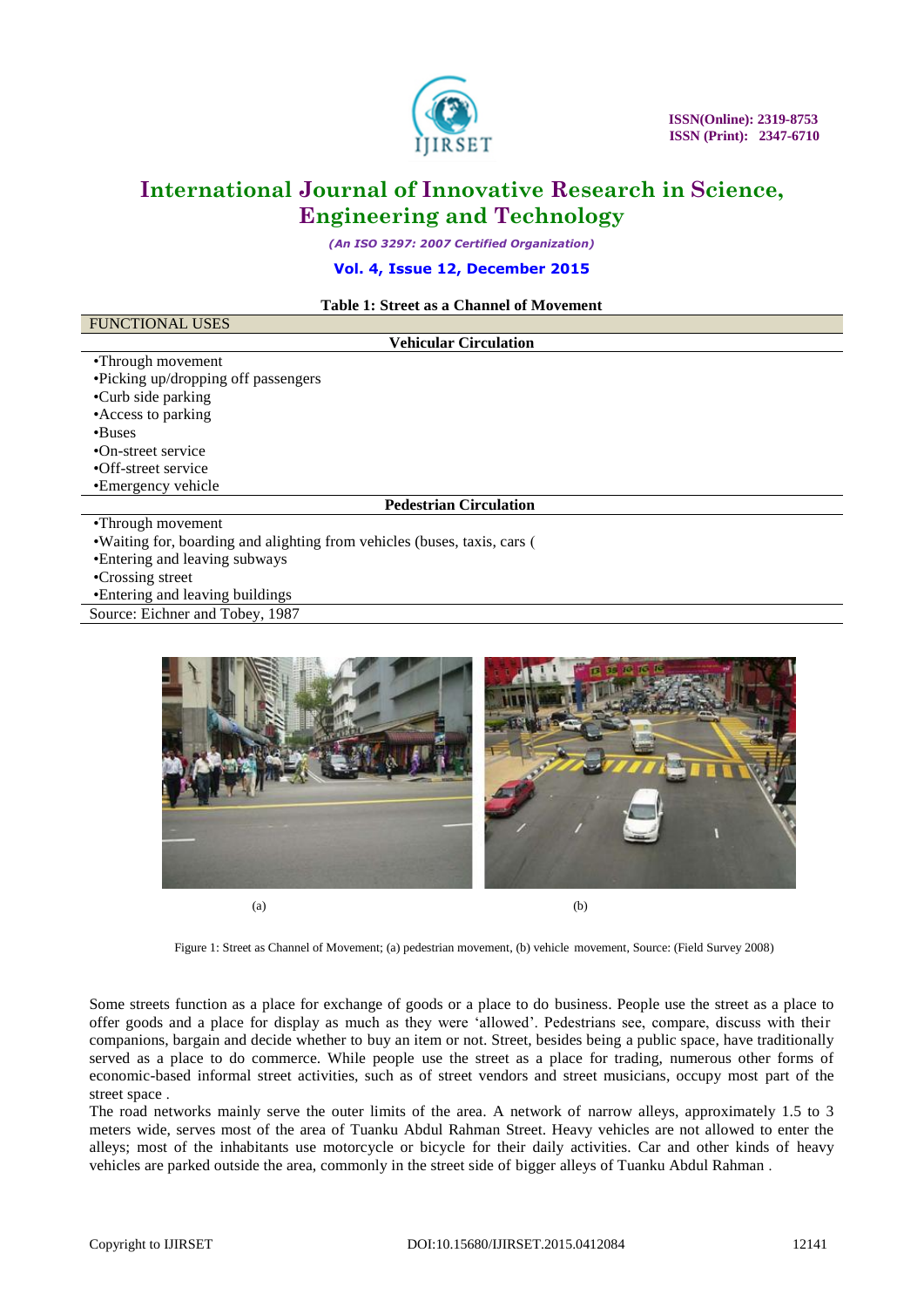**Table 1: Street as a Channel of Movement**

| FUNCTIONAL USES |
|---|
| **Vehicular Circulation** |
| •Through movement<br>•Picking up/dropping off passengers<br>•Curb side parking<br>•Access to parking<br>•Buses<br>•On-street service<br>•Off-street service<br>•Emergency vehicle |
| **Pedestrian Circulation** |
| •Through movement<br>•Waiting for, boarding and alighting from vehicles (buses, taxis, cars (<br>•Entering and leaving subways<br>•Crossing street<br>•Entering and leaving buildings |
| Source: Eichner and Tobey, 1987 |

(a) (b)

Figure 1: Street as Channel of Movement; (a) pedestrian movement, (b) vehicle movement, Source: (Field Survey 2008)

Some streets function as a place for exchange of goods or a place to do business. People use the street as a place to offer goods and a place for display as much as they were 'allowed'. Pedestrians see, compare, discuss with their companions, bargain and decide whether to buy an item or not. Street, besides being a public space, have traditionally served as a place to do commerce. While people use the street as a place for trading, numerous other forms of economic-based informal street activities, such as of street vendors and street musicians, occupy most part of the street space .

The road networks mainly serve the outer limits of the area. A network of narrow alleys, approximately 1.5 to 3 meters wide, serves most of the area of Tuanku Abdul Rahman Street. Heavy vehicles are not allowed to enter the alleys; most of the inhabitants use motorcycle or bicycle for their daily activities. Car and other kinds of heavy vehicles are parked outside the area, commonly in the street side of bigger alleys of Tuanku Abdul Rahman .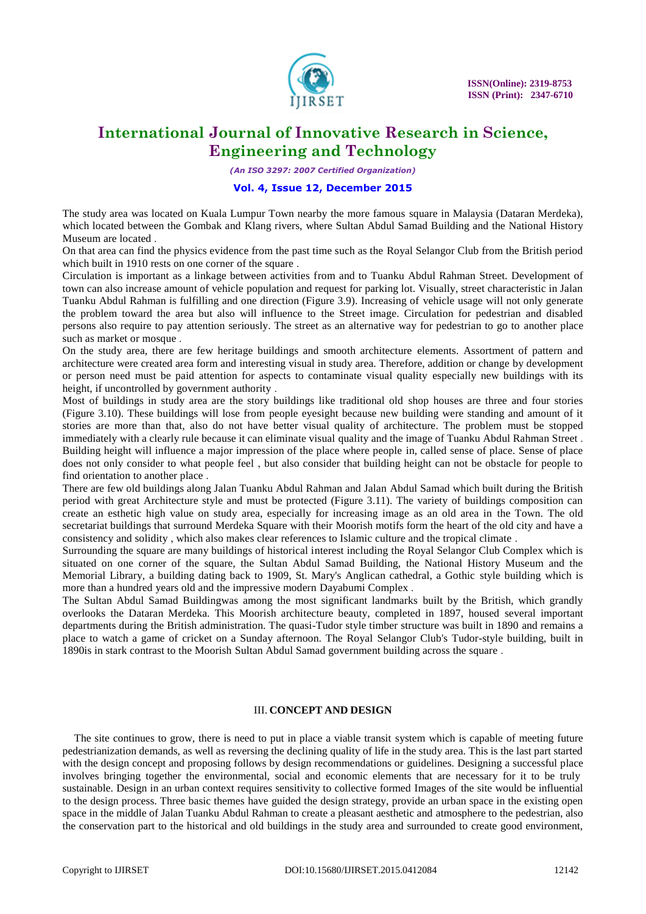The study area was located on Kuala Lumpur Town nearby the more famous square in Malaysia (Dataran Merdeka), which located between the Gombak and Klang rivers, where Sultan Abdul Samad Building and the National History Museum are located .

On that area can find the physics evidence from the past time such as the Royal Selangor Club from the British period which built in 1910 rests on one corner of the square .

Circulation is important as a linkage between activities from and to Tuanku Abdul Rahman Street. Development of town can also increase amount of vehicle population and request for parking lot. Visually, street characteristic in Jalan Tuanku Abdul Rahman is fulfilling and one direction (Figure 3.9). Increasing of vehicle usage will not only generate the problem toward the area but also will influence to the Street image. Circulation for pedestrian and disabled persons also require to pay attention seriously. The street as an alternative way for pedestrian to go to another place such as market or mosque .

On the study area, there are few heritage buildings and smooth architecture elements. Assortment of pattern and architecture were created area form and interesting visual in study area. Therefore, addition or change by development or person need must be paid attention for aspects to contaminate visual quality especially new buildings with its height, if uncontrolled by government authority .

Most of buildings in study area are the story buildings like traditional old shop houses are three and four stories (Figure 3.10). These buildings will lose from people eyesight because new building were standing and amount of it stories are more than that, also do not have better visual quality of architecture. The problem must be stopped immediately with a clearly rule because it can eliminate visual quality and the image of Tuanku Abdul Rahman Street . Building height will influence a major impression of the place where people in, called sense of place. Sense of place does not only consider to what people feel , but also consider that building height can not be obstacle for people to find orientation to another place .

There are few old buildings along Jalan Tuanku Abdul Rahman and Jalan Abdul Samad which built during the British period with great Architecture style and must be protected (Figure 3.11). The variety of buildings composition can create an esthetic high value on study area, especially for increasing image as an old area in the Town. The old secretariat buildings that surround Merdeka Square with their Moorish motifs form the heart of the old city and have a consistency and solidity , which also makes clear references to Islamic culture and the tropical climate .

Surrounding the square are many buildings of historical interest including the Royal Selangor Club Complex which is situated on one corner of the square, the Sultan Abdul Samad Building, the National History Museum and the Memorial Library, a building dating back to 1909, St. Mary's Anglican cathedral, a Gothic style building which is more than a hundred years old and the impressive modern Dayabumi Complex .

The Sultan Abdul Samad Buildingwas among the most significant landmarks built by the British, which grandly overlooks the Dataran Merdeka. This Moorish architecture beauty, completed in 1897, housed several important departments during the British administration. The quasi-Tudor style timber structure was built in 1890 and remains a place to watch a game of cricket on a Sunday afternoon. The Royal Selangor Club's Tudor-style building, built in 1890is in stark contrast to the Moorish Sultan Abdul Samad government building across the square .

## III. CONCEPT AND DESIGN

The site continues to grow, there is need to put in place a viable transit system which is capable of meeting future pedestrianization demands, as well as reversing the declining quality of life in the study area. This is the last part started with the design concept and proposing follows by design recommendations or guidelines. Designing a successful place involves bringing together the environmental, social and economic elements that are necessary for it to be truly sustainable. Design in an urban context requires sensitivity to collective formed Images of the site would be influential to the design process. Three basic themes have guided the design strategy, provide an urban space in the existing open space in the middle of Jalan Tuanku Abdul Rahman to create a pleasant aesthetic and atmosphere to the pedestrian, also the conservation part to the historical and old buildings in the study area and surrounded to create good environment,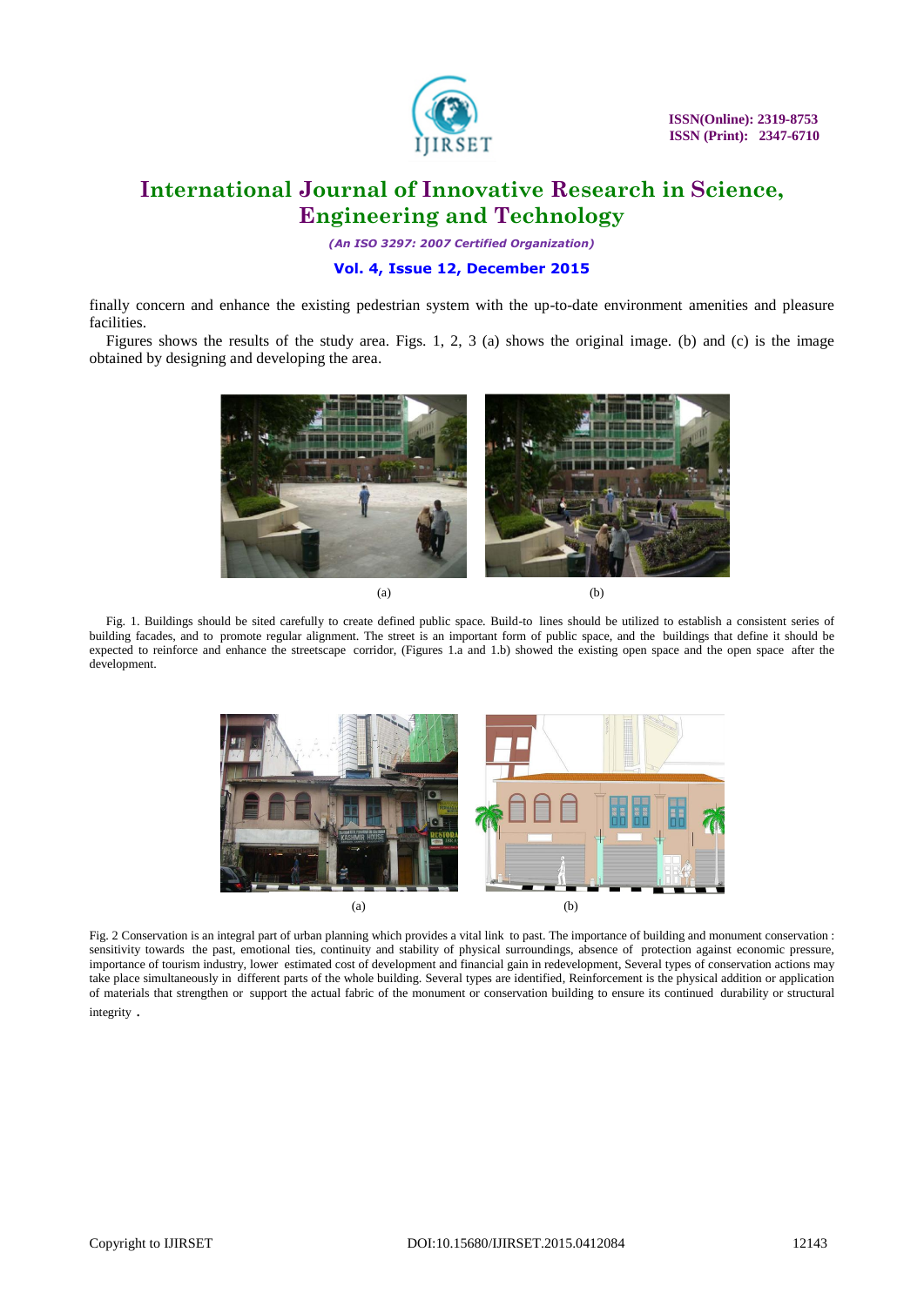finally concern and enhance the existing pedestrian system with the up-to-date environment amenities and pleasure facilities.

Figures shows the results of the study area. Figs. 1, 2, 3 (a) shows the original image. (b) and (c) is the image obtained by designing and developing the area.

(a) (b)

Fig. 1. Buildings should be sited carefully to create defined public space. Build-to lines should be utilized to establish a consistent series of building facades, and to promote regular alignment. The street is an important form of public space, and the buildings that define it should be expected to reinforce and enhance the streetscape corridor, (Figures 1.a and 1.b) showed the existing open space and the open space after the development.

(a) (b)

Fig. 2 Conservation is an integral part of urban planning which provides a vital link to past. The importance of building and monument conservation : sensitivity towards the past, emotional ties, continuity and stability of physical surroundings, absence of protection against economic pressure, importance of tourism industry, lower estimated cost of development and financial gain in redevelopment, Several types of conservation actions may take place simultaneously in different parts of the whole building. Several types are identified, Reinforcement is the physical addition or application of materials that strengthen or support the actual fabric of the monument or conservation building to ensure its continued durability or structural integrity .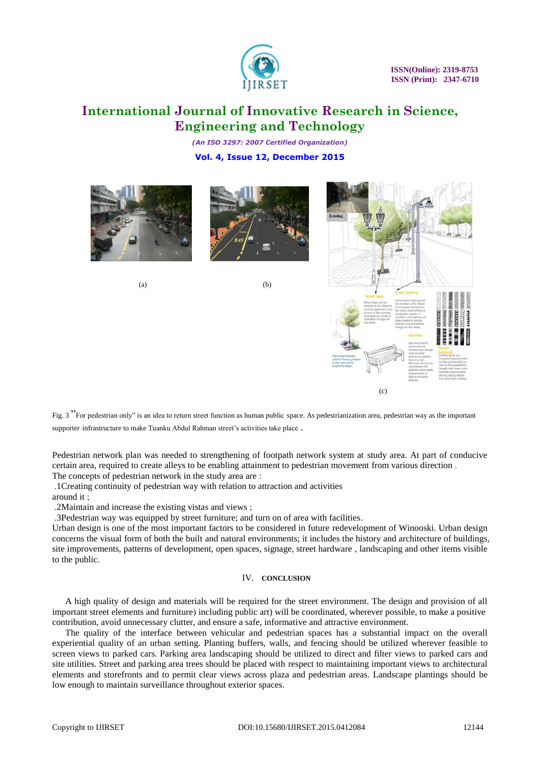(a)

(b)

(c)

Fig. 3 "For pedestrian only" is an idea to return street function as human public space. As pedestrianization area, pedestrian way as the important supporter infrastructure to make Tuanku Abdul Rahman street's activities take place .

Pedestrian network plan was needed to strengthening of footpath network system at study area. At part of conducive certain area, required to create alleys to be enabling attainment to pedestrian movement from various direction .
The concepts of pedestrian network in the study area are :

.1Creating continuity of pedestrian way with relation to attraction and activities around it ;

.2Maintain and increase the existing vistas and views ;

.3Pedestrian way was equipped by street furniture; and turn on of area with facilities.

Urban design is one of the most important factors to be considered in future redevelopment of Winooski. Urban design concerns the visual form of both the built and natural environments; it includes the history and architecture of buildings, site improvements, patterns of development, open spaces, signage, street hardware , landscaping and other items visible to the public.

## IV. CONCLUSION

A high quality of design and materials will be required for the street environment. The design and provision of all important street elements and furniture) including public art) will be coordinated, wherever possible, to make a positive contribution, avoid unnecessary clutter, and ensure a safe, informative and attractive environment.

The quality of the interface between vehicular and pedestrian spaces has a substantial impact on the overall experiential quality of an urban setting. Planting buffers, walls, and fencing should be utilized wherever feasible to screen views to parked cars. Parking area landscaping should be utilized to direct and filter views to parked cars and site utilities. Street and parking area trees should be placed with respect to maintaining important views to architectural elements and storefronts and to permit clear views across plaza and pedestrian areas. Landscape plantings should be low enough to maintain surveillance throughout exterior spaces.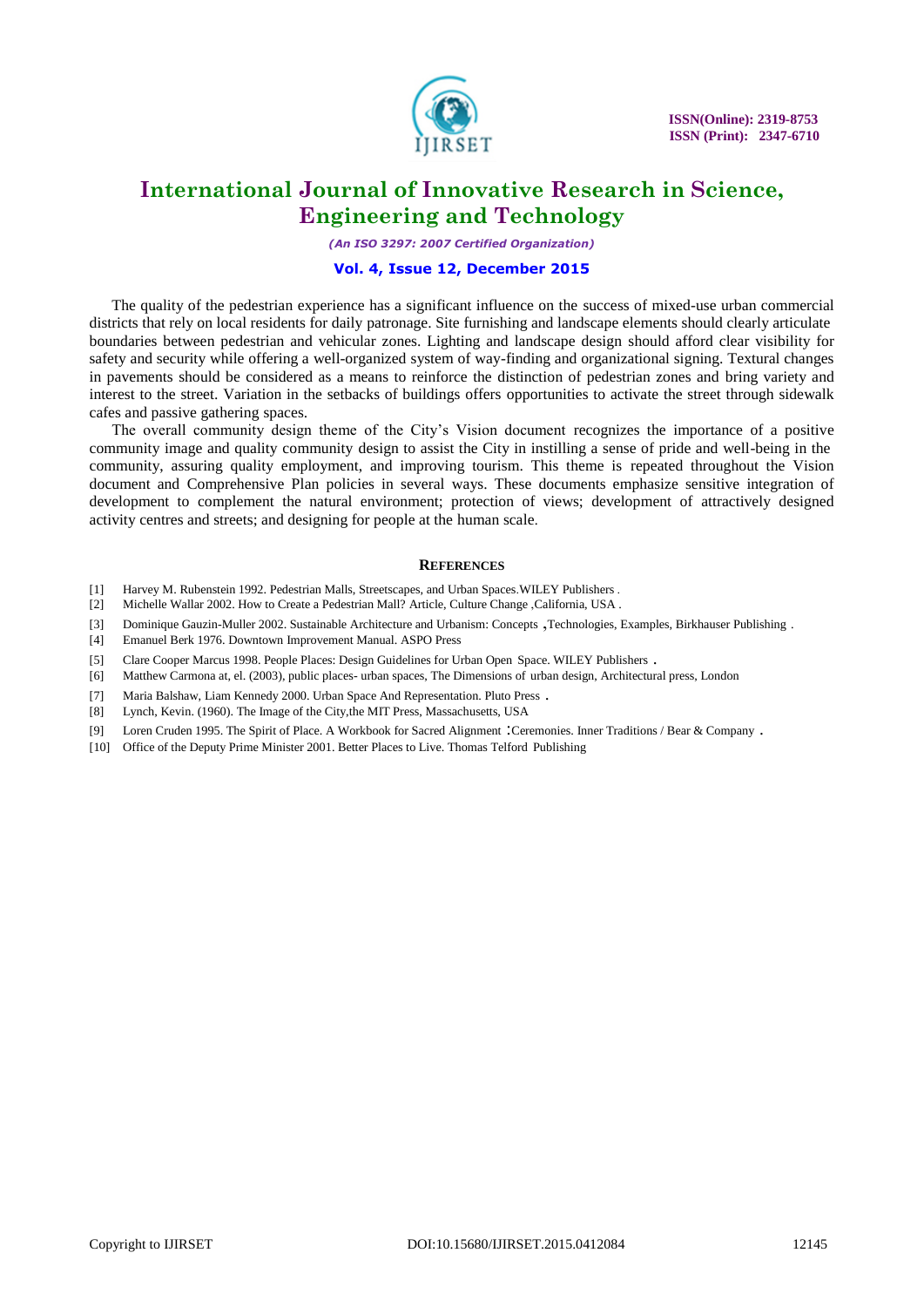The quality of the pedestrian experience has a significant influence on the success of mixed-use urban commercial districts that rely on local residents for daily patronage. Site furnishing and landscape elements should clearly articulate boundaries between pedestrian and vehicular zones. Lighting and landscape design should afford clear visibility for safety and security while offering a well-organized system of way-finding and organizational signing. Textural changes in pavements should be considered as a means to reinforce the distinction of pedestrian zones and bring variety and interest to the street. Variation in the setbacks of buildings offers opportunities to activate the street through sidewalk cafes and passive gathering spaces.

The overall community design theme of the City's Vision document recognizes the importance of a positive community image and quality community design to assist the City in instilling a sense of pride and well-being in the community, assuring quality employment, and improving tourism. This theme is repeated throughout the Vision document and Comprehensive Plan policies in several ways. These documents emphasize sensitive integration of development to complement the natural environment; protection of views; development of attractively designed activity centres and streets; and designing for people at the human scale.

## REFERENCES

[1] Harvey M. Rubenstein 1992. Pedestrian Malls, Streetscapes, and Urban Spaces.WILEY Publishers .

[2] Michelle Wallar 2002. How to Create a Pedestrian Mall? Article, Culture Change ,California, USA .

[3] Dominique Gauzin-Muller 2002. Sustainable Architecture and Urbanism: Concepts ,Technologies, Examples, Birkhauser Publishing .

[4] Emanuel Berk 1976. Downtown Improvement Manual. ASPO Press

[5] Clare Cooper Marcus 1998. People Places: Design Guidelines for Urban Open Space. WILEY Publishers .

[6] Matthew Carmona at, el. (2003), public places- urban spaces, The Dimensions of urban design, Architectural press, London

[7] Maria Balshaw, Liam Kennedy 2000. Urban Space And Representation. Pluto Press .

[8] Lynch, Kevin. (1960). The Image of the City,the MIT Press, Massachusetts, USA

[9] Loren Cruden 1995. The Spirit of Place. A Workbook for Sacred Alignment :Ceremonies. Inner Traditions / Bear & Company .

[10] Office of the Deputy Prime Minister 2001. Better Places to Live. Thomas Telford Publishing